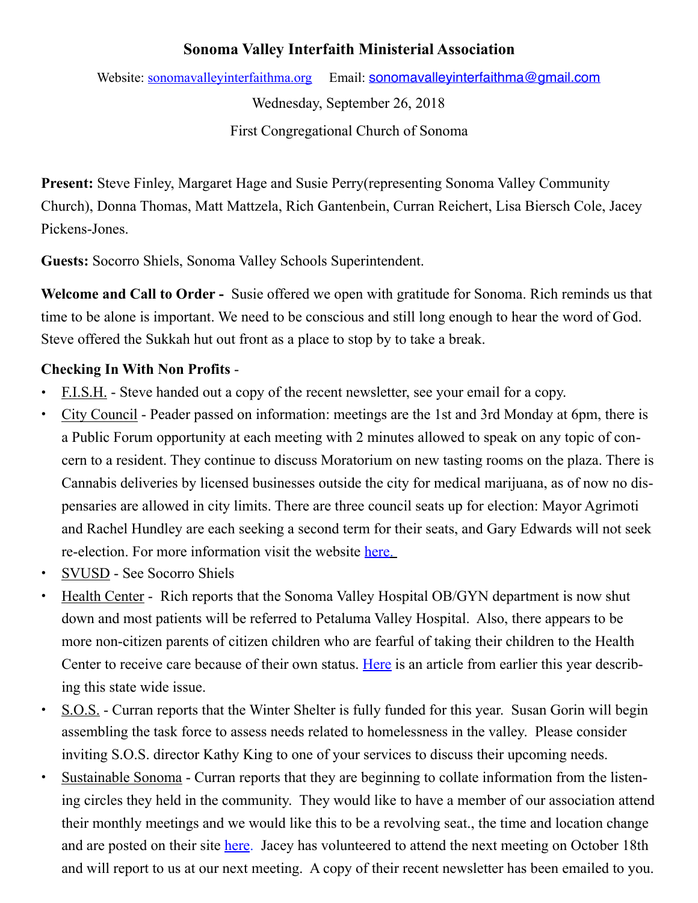# Sonoma Valley Interfaith Ministerial Association

Website: [sonomavalleyinterfaithma.org](sonomavalleyinterfaithma.org)    Email: sonomavalleyinterfaithma@gmail.com

Wednesday, September 26, 2018

First Congregational Church of Sonoma

**Present:** Steve Finley, Margaret Hage and Susie Perry(representing Sonoma Valley Community Church), Donna Thomas, Matt Mattzela, Rich Gantenbein, Curran Reichert, Lisa Biersch Cole, Jacey Pickens-Jones.

**Guests:** Socorro Shiels, Sonoma Valley Schools Superintendent.

**Welcome and Call to Order -** Susie offered we open with gratitude for Sonoma. Rich reminds us that time to be alone is important. We need to be conscious and still long enough to hear the word of God. Steve offered the Sukkah hut out front as a place to stop by to take a break.

**Checking In With Non Profits** -

- F.I.S.H. - Steve handed out a copy of the recent newsletter, see your email for a copy.
- City Council - Peader passed on information: meetings are the 1st and 3rd Monday at 6pm, there is a Public Forum opportunity at each meeting with 2 minutes allowed to speak on any topic of concern to a resident. They continue to discuss Moratorium on new tasting rooms on the plaza. There is Cannabis deliveries by licensed businesses outside the city for medical marijuana, as of now no dispensaries are allowed in city limits. There are three council seats up for election: Mayor Agrimoti and Rachel Hundley are each seeking a second term for their seats, and Gary Edwards will not seek re-election. For more information visit the website here.
- SVUSD - See Socorro Shiels
- Health Center - Rich reports that the Sonoma Valley Hospital OB/GYN department is now shut down and most patients will be referred to Petaluma Valley Hospital. Also, there appears to be more non-citizen parents of citizen children who are fearful of taking their children to the Health Center to receive care because of their own status. Here is an article from earlier this year describing this state wide issue.
- S.O.S. - Curran reports that the Winter Shelter is fully funded for this year. Susan Gorin will begin assembling the task force to assess needs related to homelessness in the valley. Please consider inviting S.O.S. director Kathy King to one of your services to discuss their upcoming needs.
- Sustainable Sonoma - Curran reports that they are beginning to collate information from the listening circles they held in the community. They would like to have a member of our association attend their monthly meetings and we would like this to be a revolving seat., the time and location change and are posted on their site here. Jacey has volunteered to attend the next meeting on October 18th and will report to us at our next meeting. A copy of their recent newsletter has been emailed to you.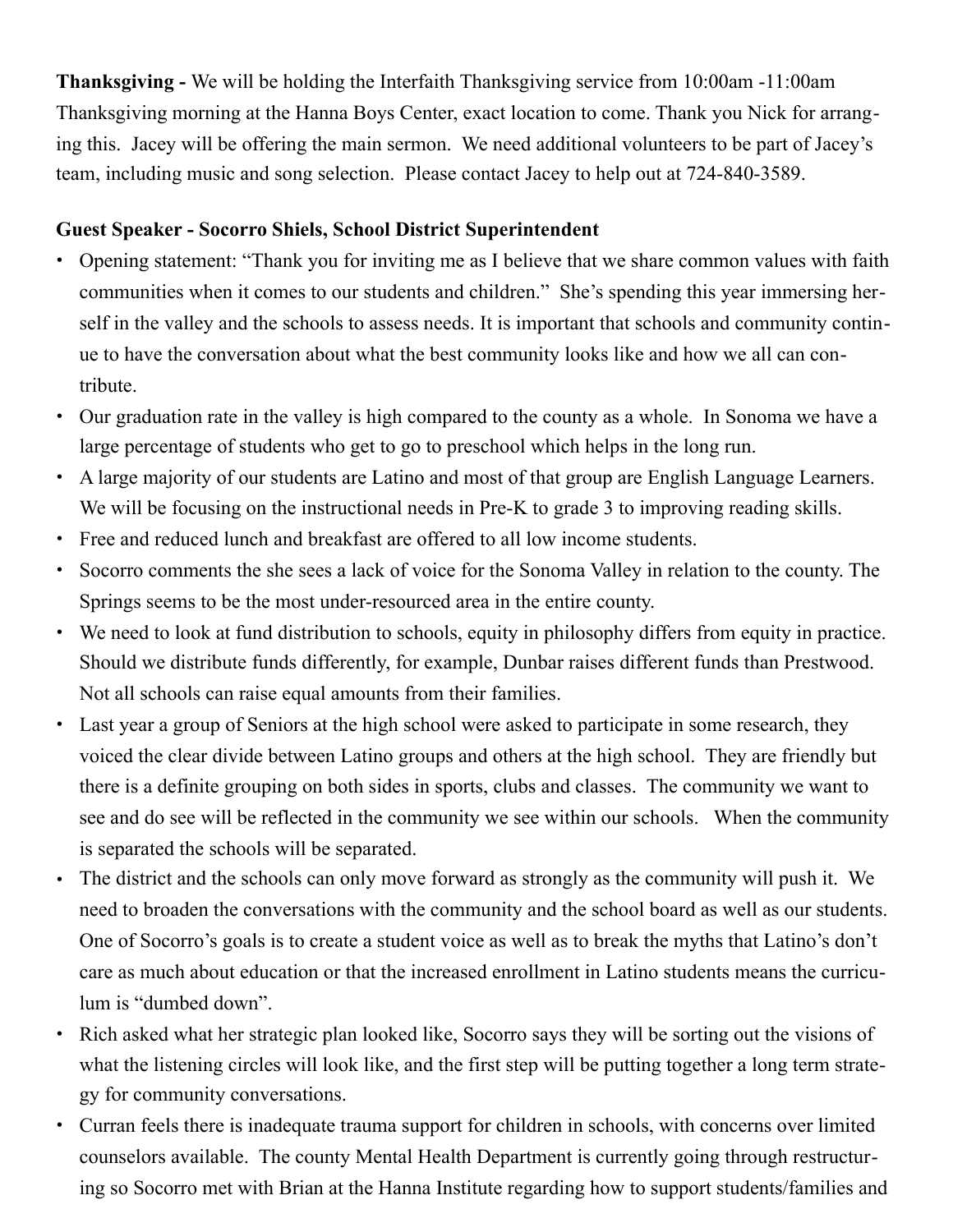**Thanksgiving -** We will be holding the Interfaith Thanksgiving service from 10:00am -11:00am Thanksgiving morning at the Hanna Boys Center, exact location to come. Thank you Nick for arranging this. Jacey will be offering the main sermon. We need additional volunteers to be part of Jacey's team, including music and song selection. Please contact Jacey to help out at 724-840-3589.

**Guest Speaker - Socorro Shiels, School District Superintendent**

- Opening statement: "Thank you for inviting me as I believe that we share common values with faith communities when it comes to our students and children." She's spending this year immersing herself in the valley and the schools to assess needs. It is important that schools and community continue to have the conversation about what the best community looks like and how we all can contribute.
- Our graduation rate in the valley is high compared to the county as a whole. In Sonoma we have a large percentage of students who get to go to preschool which helps in the long run.
- A large majority of our students are Latino and most of that group are English Language Learners. We will be focusing on the instructional needs in Pre-K to grade 3 to improving reading skills.
- Free and reduced lunch and breakfast are offered to all low income students.
- Socorro comments the she sees a lack of voice for the Sonoma Valley in relation to the county. The Springs seems to be the most under-resourced area in the entire county.
- We need to look at fund distribution to schools, equity in philosophy differs from equity in practice. Should we distribute funds differently, for example, Dunbar raises different funds than Prestwood. Not all schools can raise equal amounts from their families.
- Last year a group of Seniors at the high school were asked to participate in some research, they voiced the clear divide between Latino groups and others at the high school. They are friendly but there is a definite grouping on both sides in sports, clubs and classes. The community we want to see and do see will be reflected in the community we see within our schools. When the community is separated the schools will be separated.
- The district and the schools can only move forward as strongly as the community will push it. We need to broaden the conversations with the community and the school board as well as our students. One of Socorro's goals is to create a student voice as well as to break the myths that Latino's don't care as much about education or that the increased enrollment in Latino students means the curriculum is "dumbed down".
- Rich asked what her strategic plan looked like, Socorro says they will be sorting out the visions of what the listening circles will look like, and the first step will be putting together a long term strategy for community conversations.
- Curran feels there is inadequate trauma support for children in schools, with concerns over limited counselors available. The county Mental Health Department is currently going through restructuring so Socorro met with Brian at the Hanna Institute regarding how to support students/families and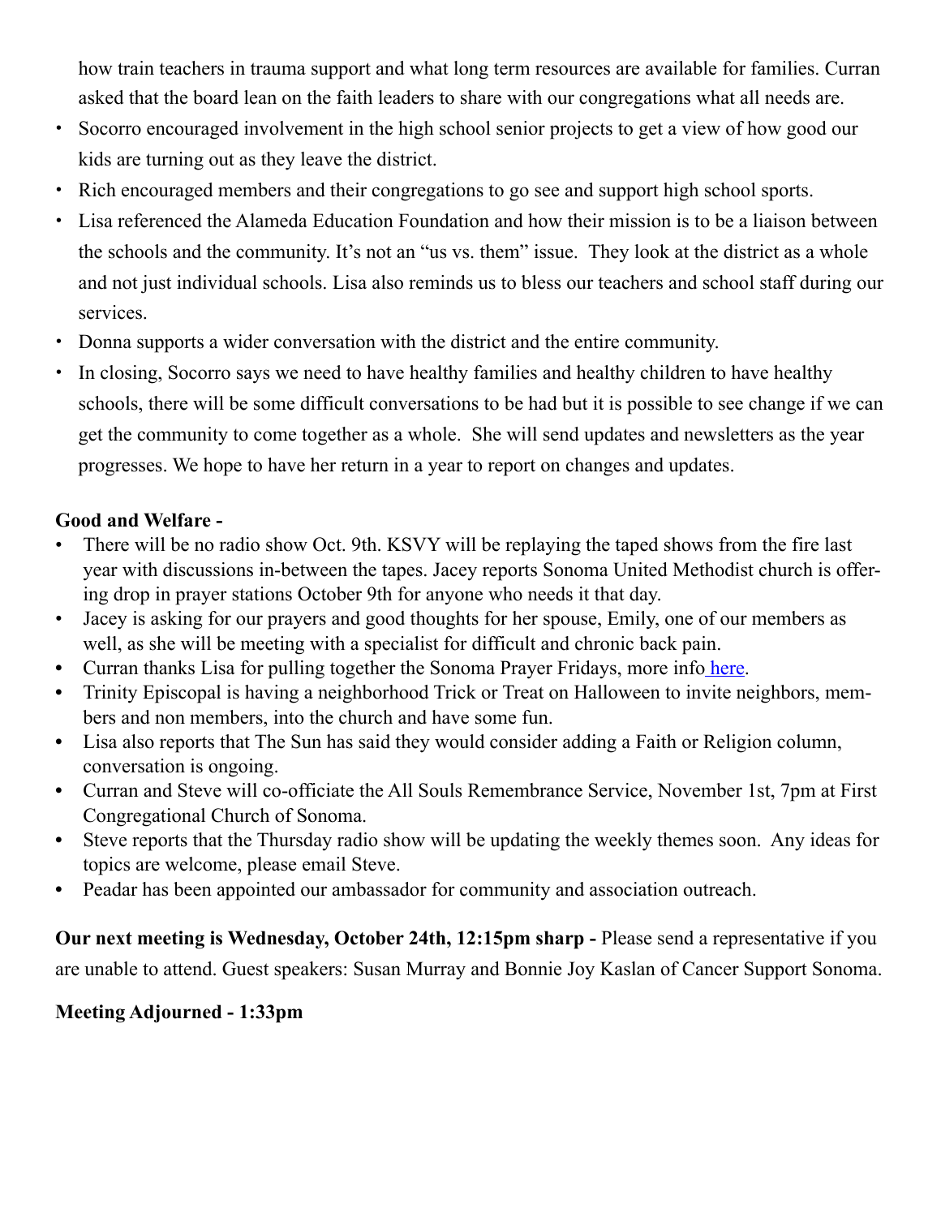how train teachers in trauma support and what long term resources are available for families. Curran asked that the board lean on the faith leaders to share with our congregations what all needs are.

- Socorro encouraged involvement in the high school senior projects to get a view of how good our kids are turning out as they leave the district.
- Rich encouraged members and their congregations to go see and support high school sports.
- Lisa referenced the Alameda Education Foundation and how their mission is to be a liaison between the schools and the community. It's not an "us vs. them" issue. They look at the district as a whole and not just individual schools. Lisa also reminds us to bless our teachers and school staff during our services.
- Donna supports a wider conversation with the district and the entire community.
- In closing, Socorro says we need to have healthy families and healthy children to have healthy schools, there will be some difficult conversations to be had but it is possible to see change if we can get the community to come together as a whole. She will send updates and newsletters as the year progresses. We hope to have her return in a year to report on changes and updates.

**Good and Welfare -**

- There will be no radio show Oct. 9th. KSVY will be replaying the taped shows from the fire last year with discussions in-between the tapes. Jacey reports Sonoma United Methodist church is offering drop in prayer stations October 9th for anyone who needs it that day.
- Jacey is asking for our prayers and good thoughts for her spouse, Emily, one of our members as well, as she will be meeting with a specialist for difficult and chronic back pain.
- Curran thanks Lisa for pulling together the Sonoma Prayer Fridays, more info here.
- Trinity Episcopal is having a neighborhood Trick or Treat on Halloween to invite neighbors, members and non members, into the church and have some fun.
- Lisa also reports that The Sun has said they would consider adding a Faith or Religion column, conversation is ongoing.
- Curran and Steve will co-officiate the All Souls Remembrance Service, November 1st, 7pm at First Congregational Church of Sonoma.
- Steve reports that the Thursday radio show will be updating the weekly themes soon. Any ideas for topics are welcome, please email Steve.
- Peadar has been appointed our ambassador for community and association outreach.

**Our next meeting is Wednesday, October 24th, 12:15pm sharp -** Please send a representative if you are unable to attend. Guest speakers: Susan Murray and Bonnie Joy Kaslan of Cancer Support Sonoma.

**Meeting Adjourned - 1:33pm**